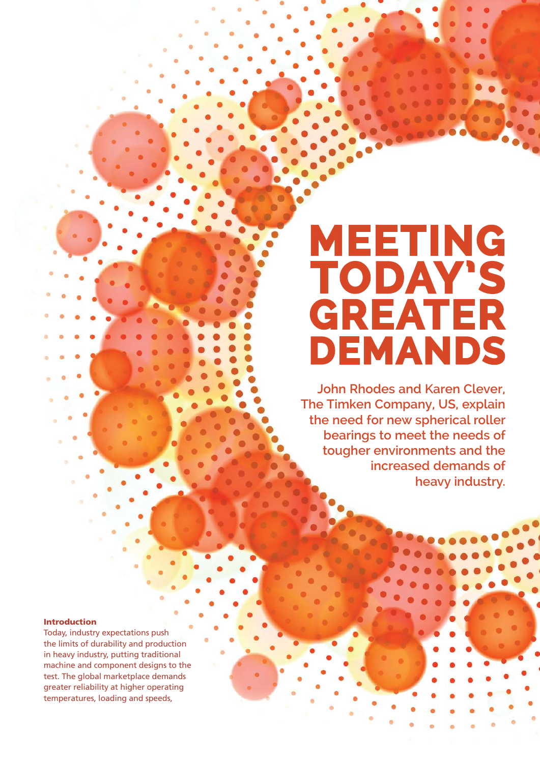# MEETING TODAY'S GREATER DEMANDS

**John Rhodes and Karen Clever, The Timken Company, US, explain the need for new spherical roller bearings to meet the needs of tougher environments and the increased demands of heavy industry.**

## Introduction

Today, industry expectations push the limits of durability and production in heavy industry, putting traditional machine and component designs to the test. The global marketplace demands greater reliability at higher operating temperatures, loading and speeds,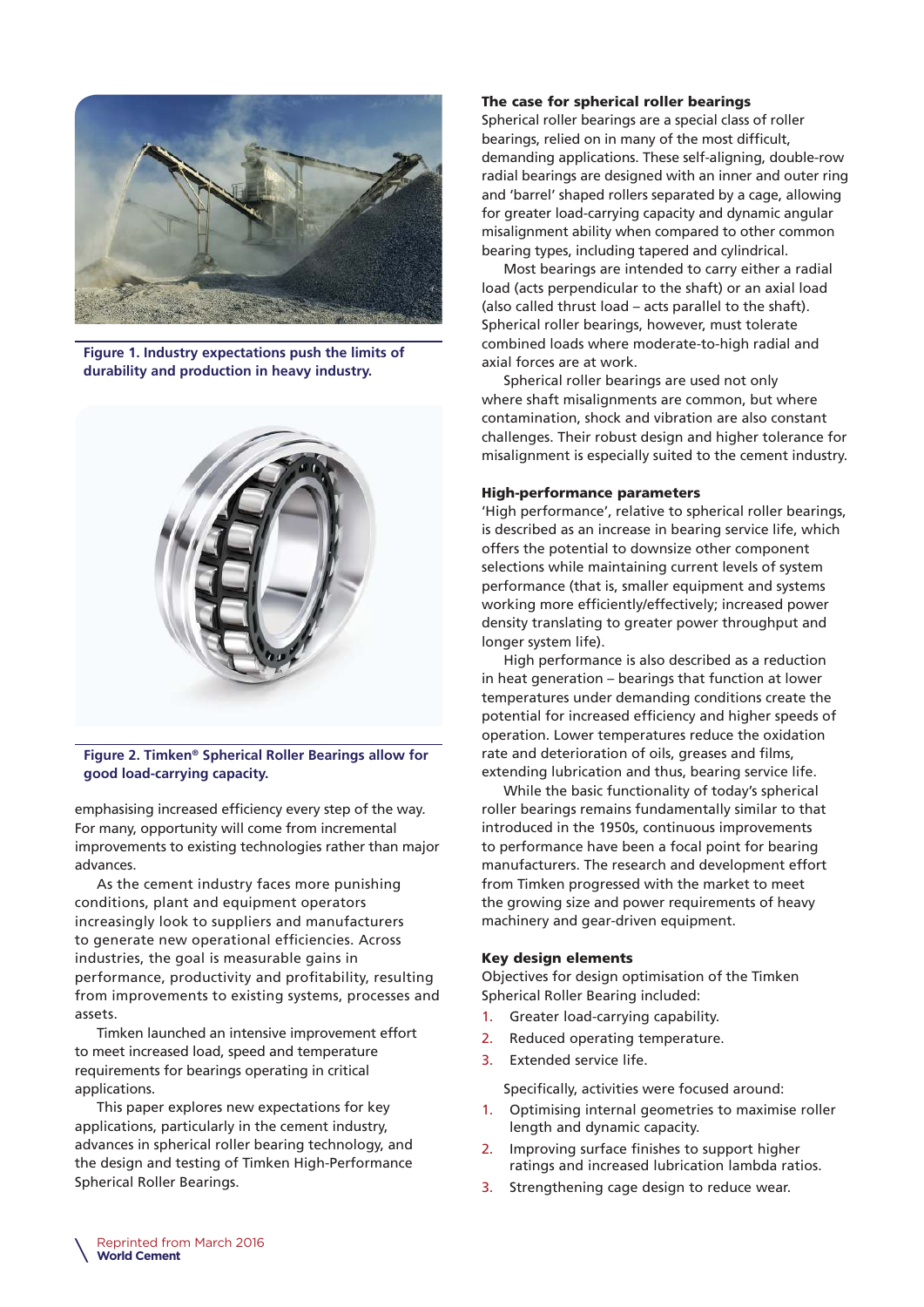Figure 1. Industry expectations push the limits of durability and production in heavy industry.

Figure 2. Timken® Spherical Roller Bearings allow for good load-carrying capacity.

emphasising increased efficiency every step of the way. For many, opportunity will come from incremental improvements to existing technologies rather than major advances.

As the cement industry faces more punishing conditions, plant and equipment operators increasingly look to suppliers and manufacturers to generate new operational efficiencies. Across industries, the goal is measurable gains in performance, productivity and profitability, resulting from improvements to existing systems, processes and assets.

Timken launched an intensive improvement effort to meet increased load, speed and temperature requirements for bearings operating in critical applications.

This paper explores new expectations for key applications, particularly in the cement industry, advances in spherical roller bearing technology, and the design and testing of Timken High-Performance Spherical Roller Bearings.

### The case for spherical roller bearings

Spherical roller bearings are a special class of roller bearings, relied on in many of the most difficult, demanding applications. These self-aligning, double-row radial bearings are designed with an inner and outer ring and 'barrel' shaped rollers separated by a cage, allowing for greater load-carrying capacity and dynamic angular misalignment ability when compared to other common bearing types, including tapered and cylindrical.

Most bearings are intended to carry either a radial load (acts perpendicular to the shaft) or an axial load (also called thrust load – acts parallel to the shaft). Spherical roller bearings, however, must tolerate combined loads where moderate-to-high radial and axial forces are at work.

Spherical roller bearings are used not only where shaft misalignments are common, but where contamination, shock and vibration are also constant challenges. Their robust design and higher tolerance for misalignment is especially suited to the cement industry.

### High-performance parameters

'High performance', relative to spherical roller bearings, is described as an increase in bearing service life, which offers the potential to downsize other component selections while maintaining current levels of system performance (that is, smaller equipment and systems working more efficiently/effectively; increased power density translating to greater power throughput and longer system life).

High performance is also described as a reduction in heat generation – bearings that function at lower temperatures under demanding conditions create the potential for increased efficiency and higher speeds of operation. Lower temperatures reduce the oxidation rate and deterioration of oils, greases and films, extending lubrication and thus, bearing service life.

While the basic functionality of today's spherical roller bearings remains fundamentally similar to that introduced in the 1950s, continuous improvements to performance have been a focal point for bearing manufacturers. The research and development effort from Timken progressed with the market to meet the growing size and power requirements of heavy machinery and gear-driven equipment.

### Key design elements

Objectives for design optimisation of the Timken Spherical Roller Bearing included:

1. Greater load-carrying capability.
2. Reduced operating temperature.
3. Extended service life.

Specifically, activities were focused around:

1. Optimising internal geometries to maximise roller length and dynamic capacity.
2. Improving surface finishes to support higher ratings and increased lubrication lambda ratios.
3. Strengthening cage design to reduce wear.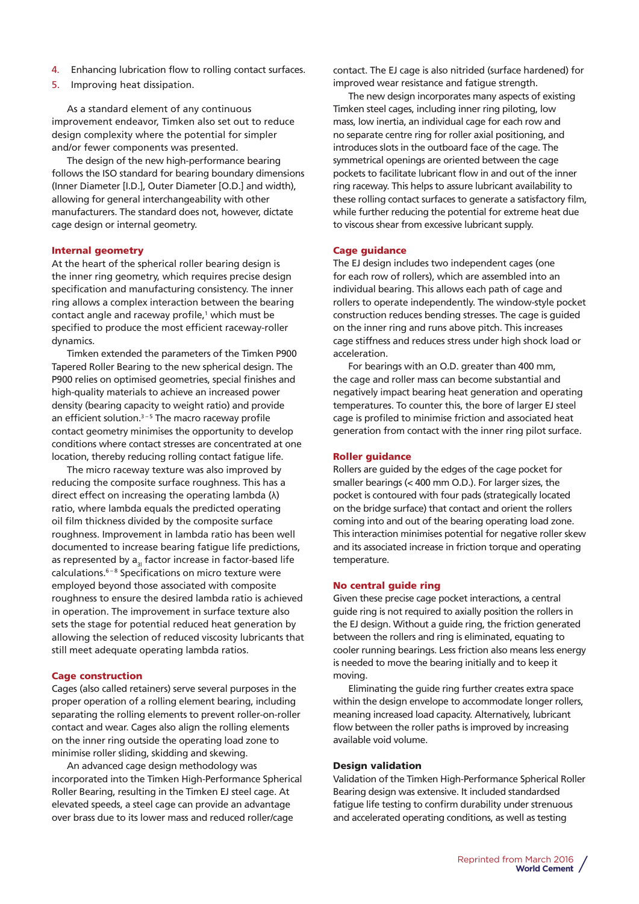4. Enhancing lubrication flow to rolling contact surfaces.
5. Improving heat dissipation.

As a standard element of any continuous improvement endeavor, Timken also set out to reduce design complexity where the potential for simpler and/or fewer components was presented.

The design of the new high-performance bearing follows the ISO standard for bearing boundary dimensions (Inner Diameter [I.D.], Outer Diameter [O.D.] and width), allowing for general interchangeability with other manufacturers. The standard does not, however, dictate cage design or internal geometry.

## Internal geometry

At the heart of the spherical roller bearing design is the inner ring geometry, which requires precise design specification and manufacturing consistency. The inner ring allows a complex interaction between the bearing contact angle and raceway profile,[1] which must be specified to produce the most efficient raceway-roller dynamics.

Timken extended the parameters of the Timken P900 Tapered Roller Bearing to the new spherical design. The P900 relies on optimised geometries, special finishes and high-quality materials to achieve an increased power density (bearing capacity to weight ratio) and provide an efficient solution.[3–5] The macro raceway profile contact geometry minimises the opportunity to develop conditions where contact stresses are concentrated at one location, thereby reducing rolling contact fatigue life.

The micro raceway texture was also improved by reducing the composite surface roughness. This has a direct effect on increasing the operating lambda ($\lambda$) ratio, where lambda equals the predicted operating oil film thickness divided by the composite surface roughness. Improvement in lambda ratio has been well documented to increase bearing fatigue life predictions, as represented by $a_{3l}$ factor increase in factor-based life calculations.[6–8] Specifications on micro texture were employed beyond those associated with composite roughness to ensure the desired lambda ratio is achieved in operation. The improvement in surface texture also sets the stage for potential reduced heat generation by allowing the selection of reduced viscosity lubricants that still meet adequate operating lambda ratios.

## Cage construction

Cages (also called retainers) serve several purposes in the proper operation of a rolling element bearing, including separating the rolling elements to prevent roller-on-roller contact and wear. Cages also align the rolling elements on the inner ring outside the operating load zone to minimise roller sliding, skidding and skewing.

An advanced cage design methodology was incorporated into the Timken High-Performance Spherical Roller Bearing, resulting in the Timken EJ steel cage. At elevated speeds, a steel cage can provide an advantage over brass due to its lower mass and reduced roller/cage contact. The EJ cage is also nitrided (surface hardened) for improved wear resistance and fatigue strength.

The new design incorporates many aspects of existing Timken steel cages, including inner ring piloting, low mass, low inertia, an individual cage for each row and no separate centre ring for roller axial positioning, and introduces slots in the outboard face of the cage. The symmetrical openings are oriented between the cage pockets to facilitate lubricant flow in and out of the inner ring raceway. This helps to assure lubricant availability to these rolling contact surfaces to generate a satisfactory film, while further reducing the potential for extreme heat due to viscous shear from excessive lubricant supply.

## Cage guidance

The EJ design includes two independent cages (one for each row of rollers), which are assembled into an individual bearing. This allows each path of cage and rollers to operate independently. The window-style pocket construction reduces bending stresses. The cage is guided on the inner ring and runs above pitch. This increases cage stiffness and reduces stress under high shock load or acceleration.

For bearings with an O.D. greater than 400 mm, the cage and roller mass can become substantial and negatively impact bearing heat generation and operating temperatures. To counter this, the bore of larger EJ steel cage is profiled to minimise friction and associated heat generation from contact with the inner ring pilot surface.

## Roller guidance

Rollers are guided by the edges of the cage pocket for smaller bearings (< 400 mm O.D.). For larger sizes, the pocket is contoured with four pads (strategically located on the bridge surface) that contact and orient the rollers coming into and out of the bearing operating load zone. This interaction minimises potential for negative roller skew and its associated increase in friction torque and operating temperature.

## No central guide ring

Given these precise cage pocket interactions, a central guide ring is not required to axially position the rollers in the EJ design. Without a guide ring, the friction generated between the rollers and ring is eliminated, equating to cooler running bearings. Less friction also means less energy is needed to move the bearing initially and to keep it moving.

Eliminating the guide ring further creates extra space within the design envelope to accommodate longer rollers, meaning increased load capacity. Alternatively, lubricant flow between the roller paths is improved by increasing available void volume.

## Design validation

Validation of the Timken High-Performance Spherical Roller Bearing design was extensive. It included standardsed fatigue life testing to confirm durability under strenuous and accelerated operating conditions, as well as testing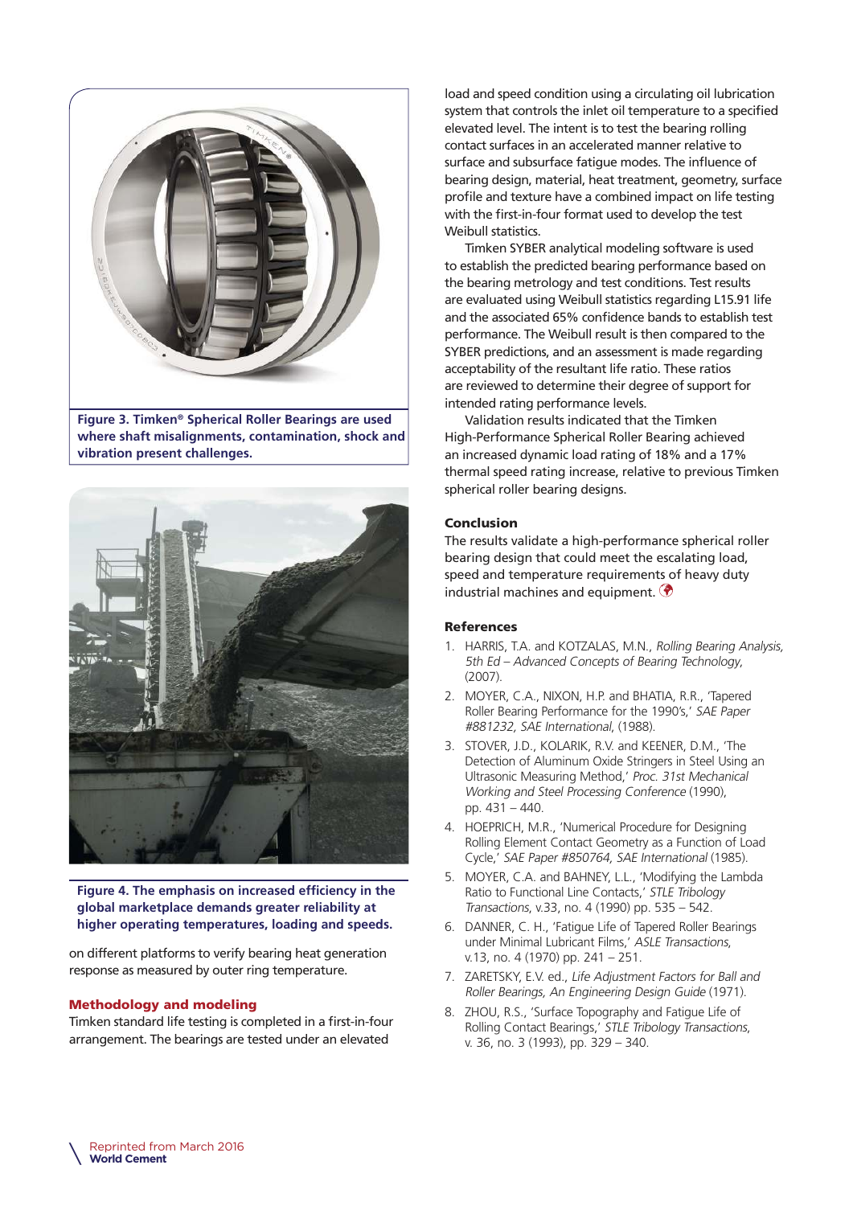Figure 3. Timken® Spherical Roller Bearings are used where shaft misalignments, contamination, shock and vibration present challenges.

Figure 4. The emphasis on increased efficiency in the global marketplace demands greater reliability at higher operating temperatures, loading and speeds.

on different platforms to verify bearing heat generation response as measured by outer ring temperature.

## Methodology and modeling

Timken standard life testing is completed in a first-in-four arrangement. The bearings are tested under an elevated load and speed condition using a circulating oil lubrication system that controls the inlet oil temperature to a specified elevated level. The intent is to test the bearing rolling contact surfaces in an accelerated manner relative to surface and subsurface fatigue modes. The influence of bearing design, material, heat treatment, geometry, surface profile and texture have a combined impact on life testing with the first-in-four format used to develop the test Weibull statistics.

Timken SYBER analytical modeling software is used to establish the predicted bearing performance based on the bearing metrology and test conditions. Test results are evaluated using Weibull statistics regarding L15.91 life and the associated 65% confidence bands to establish test performance. The Weibull result is then compared to the SYBER predictions, and an assessment is made regarding acceptability of the resultant life ratio. These ratios are reviewed to determine their degree of support for intended rating performance levels.

Validation results indicated that the Timken High-Performance Spherical Roller Bearing achieved an increased dynamic load rating of 18% and a 17% thermal speed rating increase, relative to previous Timken spherical roller bearing designs.

## Conclusion

The results validate a high-performance spherical roller bearing design that could meet the escalating load, speed and temperature requirements of heavy duty industrial machines and equipment.

## References

1. HARRIS, T.A. and KOTZALAS, M.N., *Rolling Bearing Analysis, 5th Ed – Advanced Concepts of Bearing Technology*, (2007).
2. MOYER, C.A., NIXON, H.P. and BHATIA, R.R., 'Tapered Roller Bearing Performance for the 1990's,' *SAE Paper #881232, SAE International*, (1988).
3. STOVER, J.D., KOLARIK, R.V. and KEENER, D.M., 'The Detection of Aluminum Oxide Stringers in Steel Using an Ultrasonic Measuring Method,' *Proc. 31st Mechanical Working and Steel Processing Conference* (1990), pp. 431 – 440.
4. HOEPRICH, M.R., 'Numerical Procedure for Designing Rolling Element Contact Geometry as a Function of Load Cycle,' *SAE Paper #850764, SAE International* (1985).
5. MOYER, C.A. and BAHNEY, L.L., 'Modifying the Lambda Ratio to Functional Line Contacts,' *STLE Tribology Transactions*, v.33, no. 4 (1990) pp. 535 – 542.
6. DANNER, C. H., 'Fatigue Life of Tapered Roller Bearings under Minimal Lubricant Films,' *ASLE Transactions*, v.13, no. 4 (1970) pp. 241 – 251.
7. ZARETSKY, E.V. ed., *Life Adjustment Factors for Ball and Roller Bearings, An Engineering Design Guide* (1971).
8. ZHOU, R.S., 'Surface Topography and Fatigue Life of Rolling Contact Bearings,' *STLE Tribology Transactions*, v. 36, no. 3 (1993), pp. 329 – 340.